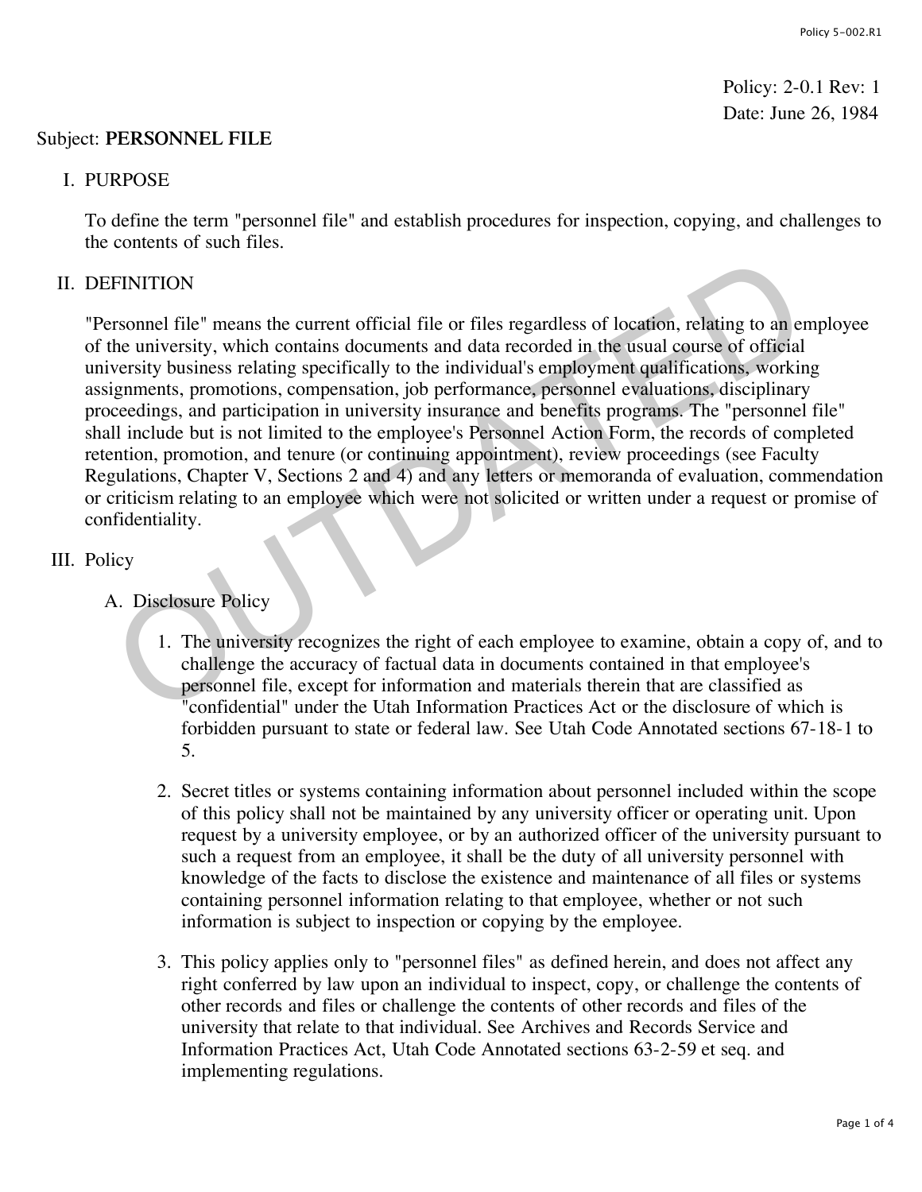Policy: 2-0.1 Rev: 1
Date: June 26, 1984

Subject: **PERSONNEL FILE**

## I. PURPOSE

To define the term "personnel file" and establish procedures for inspection, copying, and challenges to the contents of such files.

## II. DEFINITION

"Personnel file" means the current official file or files regardless of location, relating to an employee of the university, which contains documents and data recorded in the usual course of official university business relating specifically to the individual's employment qualifications, working assignments, promotions, compensation, job performance, personnel evaluations, disciplinary proceedings, and participation in university insurance and benefits programs. The "personnel file" shall include but is not limited to the employee's Personnel Action Form, the records of completed retention, promotion, and tenure (or continuing appointment), review proceedings (see Faculty Regulations, Chapter V, Sections 2 and 4) and any letters or memoranda of evaluation, commendation or criticism relating to an employee which were not solicited or written under a request or promise of confidentiality.

## III. Policy

### A. Disclosure Policy

1. The university recognizes the right of each employee to examine, obtain a copy of, and to challenge the accuracy of factual data in documents contained in that employee's personnel file, except for information and materials therein that are classified as "confidential" under the Utah Information Practices Act or the disclosure of which is forbidden pursuant to state or federal law. See Utah Code Annotated sections 67-18-1 to 5.

2. Secret titles or systems containing information about personnel included within the scope of this policy shall not be maintained by any university officer or operating unit. Upon request by a university employee, or by an authorized officer of the university pursuant to such a request from an employee, it shall be the duty of all university personnel with knowledge of the facts to disclose the existence and maintenance of all files or systems containing personnel information relating to that employee, whether or not such information is subject to inspection or copying by the employee.

3. This policy applies only to "personnel files" as defined herein, and does not affect any right conferred by law upon an individual to inspect, copy, or challenge the contents of other records and files or challenge the contents of other records and files of the university that relate to that individual. See Archives and Records Service and Information Practices Act, Utah Code Annotated sections 63-2-59 et seq. and implementing regulations.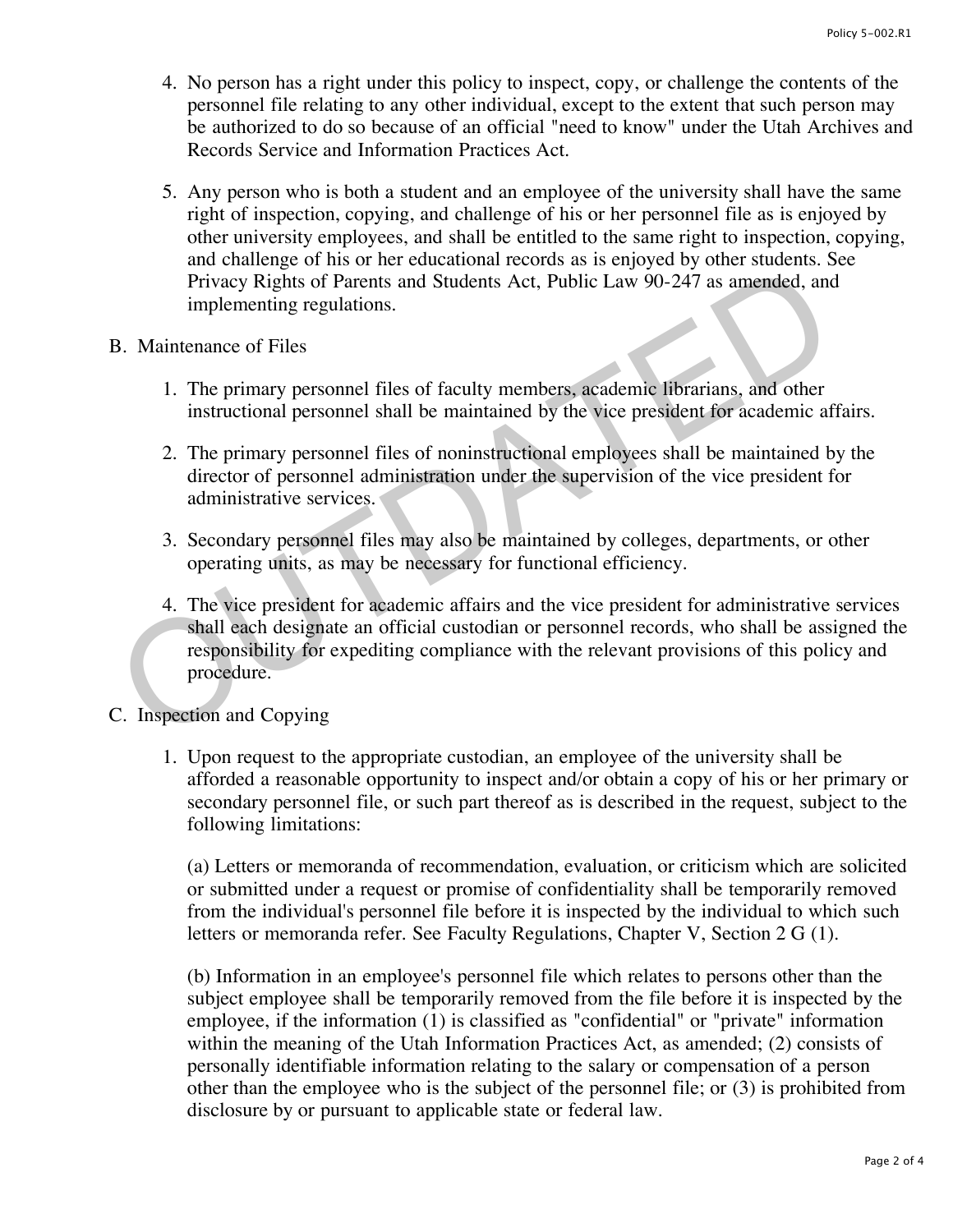4. No person has a right under this policy to inspect, copy, or challenge the contents of the personnel file relating to any other individual, except to the extent that such person may be authorized to do so because of an official "need to know" under the Utah Archives and Records Service and Information Practices Act.

5. Any person who is both a student and an employee of the university shall have the same right of inspection, copying, and challenge of his or her personnel file as is enjoyed by other university employees, and shall be entitled to the same right to inspection, copying, and challenge of his or her educational records as is enjoyed by other students. See Privacy Rights of Parents and Students Act, Public Law 90-247 as amended, and implementing regulations.

B. Maintenance of Files

1. The primary personnel files of faculty members, academic librarians, and other instructional personnel shall be maintained by the vice president for academic affairs.

2. The primary personnel files of noninstructional employees shall be maintained by the director of personnel administration under the supervision of the vice president for administrative services.

3. Secondary personnel files may also be maintained by colleges, departments, or other operating units, as may be necessary for functional efficiency.

4. The vice president for academic affairs and the vice president for administrative services shall each designate an official custodian or personnel records, who shall be assigned the responsibility for expediting compliance with the relevant provisions of this policy and procedure.

C. Inspection and Copying

1. Upon request to the appropriate custodian, an employee of the university shall be afforded a reasonable opportunity to inspect and/or obtain a copy of his or her primary or secondary personnel file, or such part thereof as is described in the request, subject to the following limitations:

   (a) Letters or memoranda of recommendation, evaluation, or criticism which are solicited or submitted under a request or promise of confidentiality shall be temporarily removed from the individual's personnel file before it is inspected by the individual to which such letters or memoranda refer. See Faculty Regulations, Chapter V, Section 2 G (1).

   (b) Information in an employee's personnel file which relates to persons other than the subject employee shall be temporarily removed from the file before it is inspected by the employee, if the information (1) is classified as "confidential" or "private" information within the meaning of the Utah Information Practices Act, as amended; (2) consists of personally identifiable information relating to the salary or compensation of a person other than the employee who is the subject of the personnel file; or (3) is prohibited from disclosure by or pursuant to applicable state or federal law.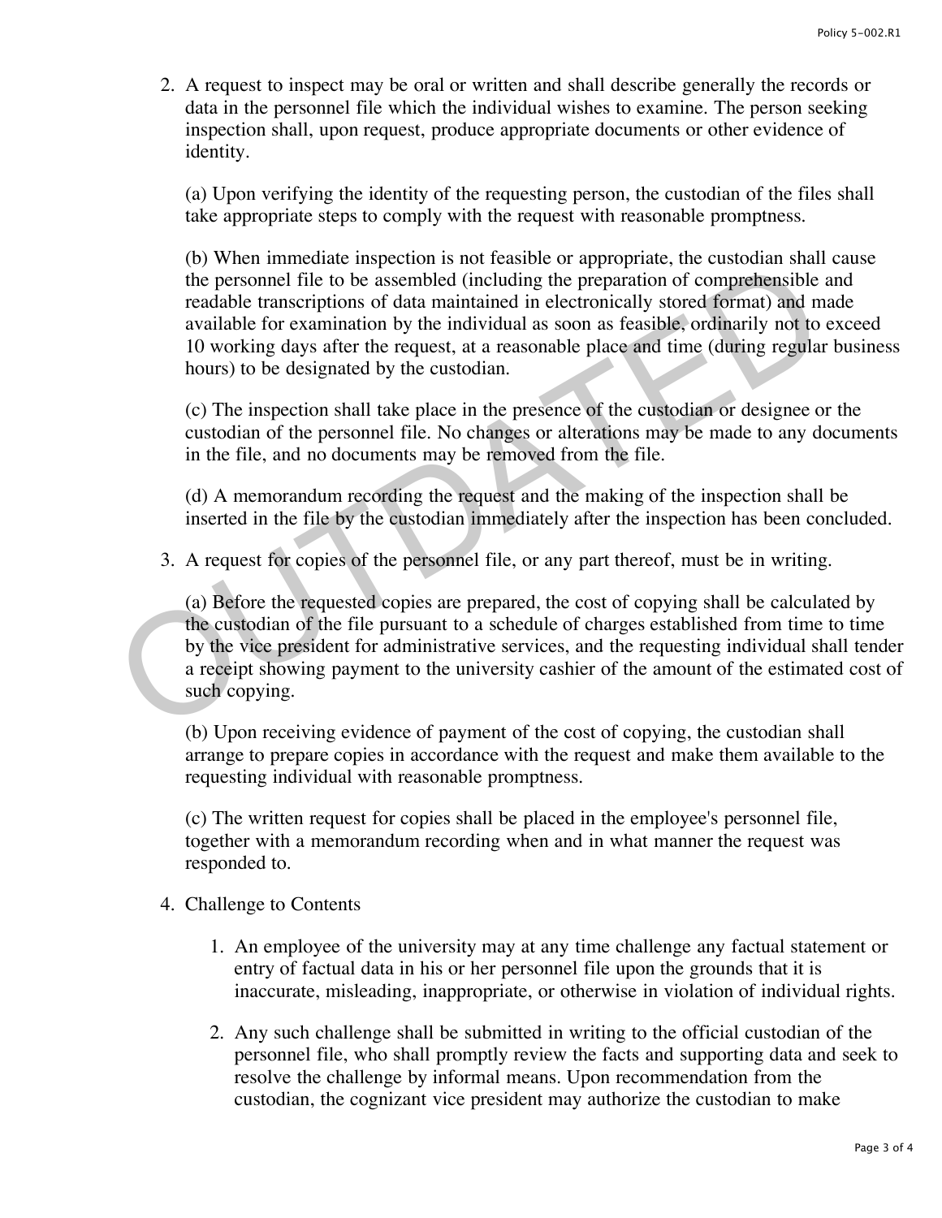2. A request to inspect may be oral or written and shall describe generally the records or data in the personnel file which the individual wishes to examine. The person seeking inspection shall, upon request, produce appropriate documents or other evidence of identity.

   (a) Upon verifying the identity of the requesting person, the custodian of the files shall take appropriate steps to comply with the request with reasonable promptness.

   (b) When immediate inspection is not feasible or appropriate, the custodian shall cause the personnel file to be assembled (including the preparation of comprehensible and readable transcriptions of data maintained in electronically stored format) and made available for examination by the individual as soon as feasible, ordinarily not to exceed 10 working days after the request, at a reasonable place and time (during regular business hours) to be designated by the custodian.

   (c) The inspection shall take place in the presence of the custodian or designee or the custodian of the personnel file. No changes or alterations may be made to any documents in the file, and no documents may be removed from the file.

   (d) A memorandum recording the request and the making of the inspection shall be inserted in the file by the custodian immediately after the inspection has been concluded.

3. A request for copies of the personnel file, or any part thereof, must be in writing.

   (a) Before the requested copies are prepared, the cost of copying shall be calculated by the custodian of the file pursuant to a schedule of charges established from time to time by the vice president for administrative services, and the requesting individual shall tender a receipt showing payment to the university cashier of the amount of the estimated cost of such copying.

   (b) Upon receiving evidence of payment of the cost of copying, the custodian shall arrange to prepare copies in accordance with the request and make them available to the requesting individual with reasonable promptness.

   (c) The written request for copies shall be placed in the employee's personnel file, together with a memorandum recording when and in what manner the request was responded to.

4. Challenge to Contents

   1. An employee of the university may at any time challenge any factual statement or entry of factual data in his or her personnel file upon the grounds that it is inaccurate, misleading, inappropriate, or otherwise in violation of individual rights.

   2. Any such challenge shall be submitted in writing to the official custodian of the personnel file, who shall promptly review the facts and supporting data and seek to resolve the challenge by informal means. Upon recommendation from the custodian, the cognizant vice president may authorize the custodian to make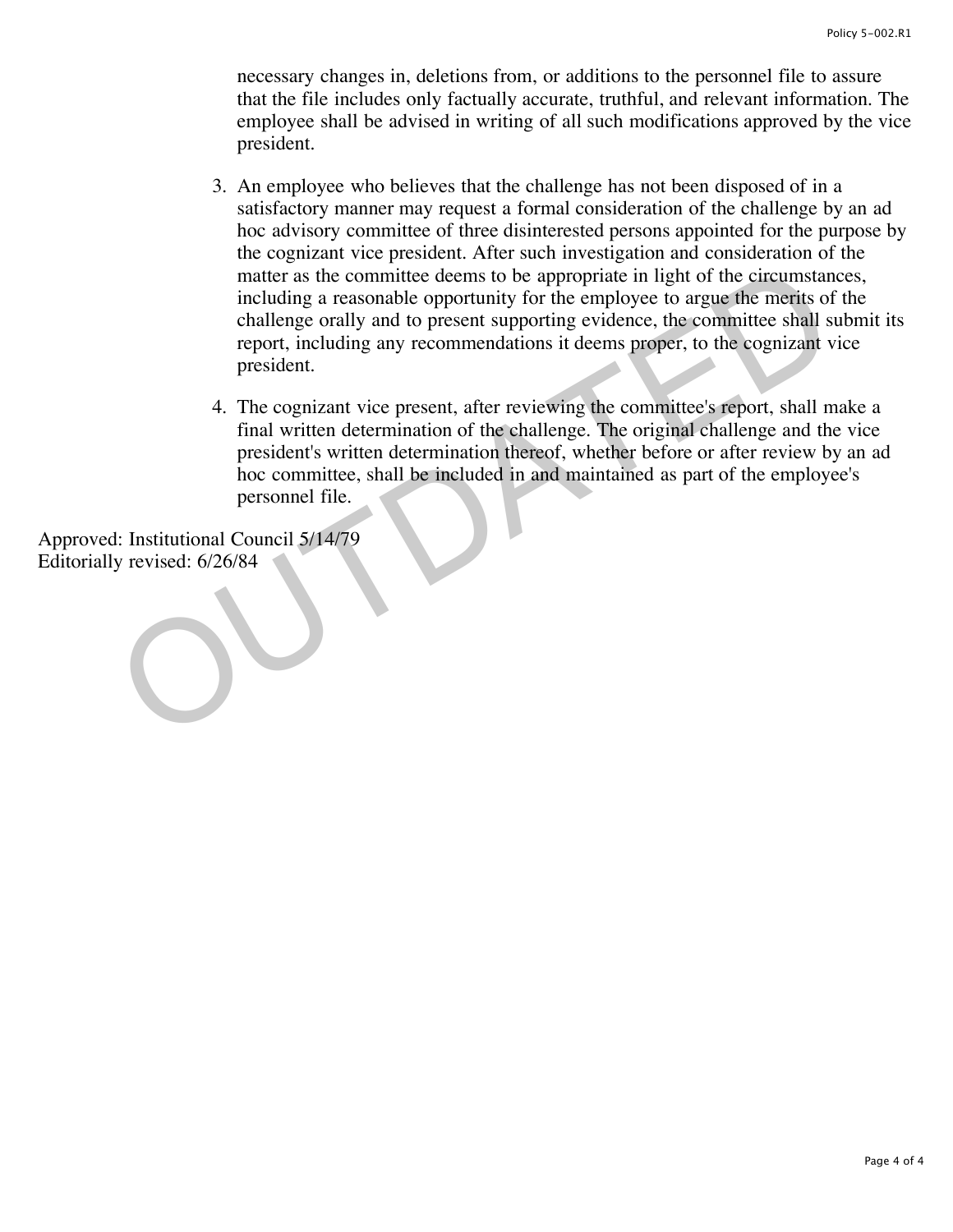necessary changes in, deletions from, or additions to the personnel file to assure that the file includes only factually accurate, truthful, and relevant information. The employee shall be advised in writing of all such modifications approved by the vice president.

3. An employee who believes that the challenge has not been disposed of in a satisfactory manner may request a formal consideration of the challenge by an ad hoc advisory committee of three disinterested persons appointed for the purpose by the cognizant vice president. After such investigation and consideration of the matter as the committee deems to be appropriate in light of the circumstances, including a reasonable opportunity for the employee to argue the merits of the challenge orally and to present supporting evidence, the committee shall submit its report, including any recommendations it deems proper, to the cognizant vice president.

4. The cognizant vice present, after reviewing the committee's report, shall make a final written determination of the challenge. The original challenge and the vice president's written determination thereof, whether before or after review by an ad hoc committee, shall be included in and maintained as part of the employee's personnel file.

Approved: Institutional Council 5/14/79
Editorially revised: 6/26/84

OUTDATED